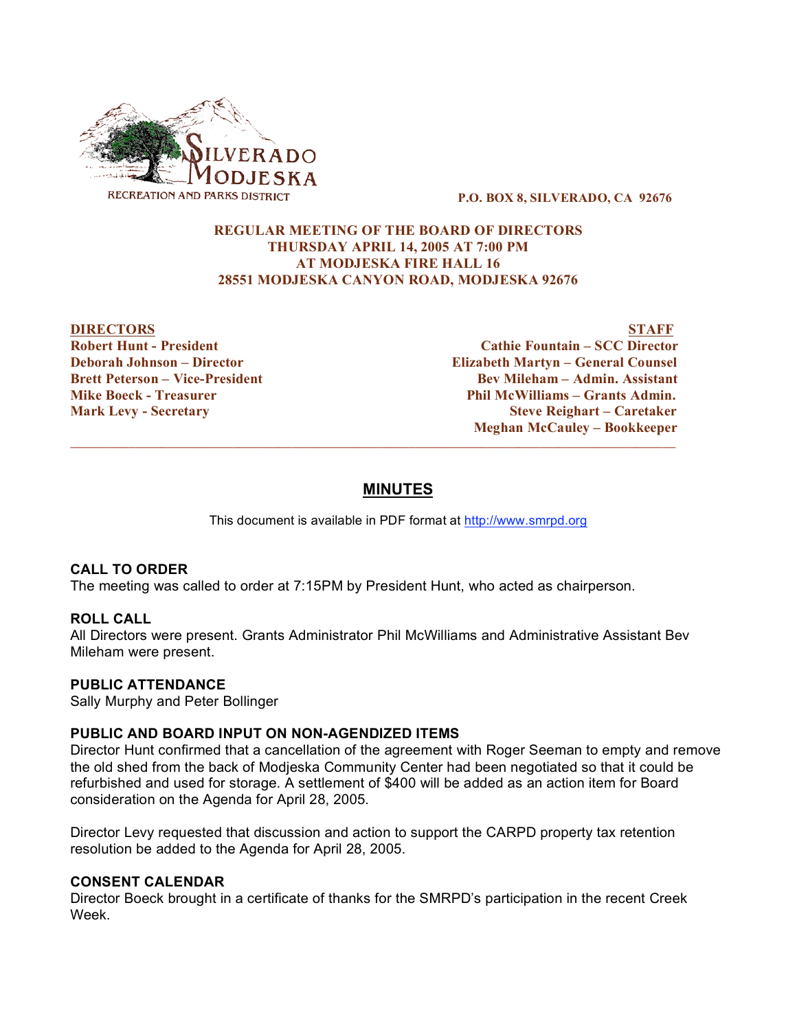SILVERADO MODJESKA
RECREATION AND PARKS DISTRICT

**P.O. BOX 8, SILVERADO, CA 92676**

**REGULAR MEETING OF THE BOARD OF DIRECTORS**
**THURSDAY APRIL 14, 2005 AT 7:00 PM**
**AT MODJESKA FIRE HALL 16**
**28551 MODJESKA CANYON ROAD, MODJESKA 92676**

| **DIRECTORS** | **STAFF** |
|---|---|
| **Robert Hunt - President** | **Cathie Fountain – SCC Director** |
| **Deborah Johnson – Director** | **Elizabeth Martyn – General Counsel** |
| **Brett Peterson – Vice-President** | **Bev Mileham – Admin. Assistant** |
| **Mike Boeck - Treasurer** | **Phil McWilliams – Grants Admin.** |
| **Mark Levy - Secretary** | **Steve Reighart – Caretaker** |
| | **Meghan McCauley – Bookkeeper** |

---

# MINUTES

This document is available in PDF format at http://www.smrpd.org

## CALL TO ORDER

The meeting was called to order at 7:15PM by President Hunt, who acted as chairperson.

## ROLL CALL

All Directors were present. Grants Administrator Phil McWilliams and Administrative Assistant Bev Mileham were present.

## PUBLIC ATTENDANCE

Sally Murphy and Peter Bollinger

## PUBLIC AND BOARD INPUT ON NON-AGENDIZED ITEMS

Director Hunt confirmed that a cancellation of the agreement with Roger Seeman to empty and remove the old shed from the back of Modjeska Community Center had been negotiated so that it could be refurbished and used for storage. A settlement of $400 will be added as an action item for Board consideration on the Agenda for April 28, 2005.

Director Levy requested that discussion and action to support the CARPD property tax retention resolution be added to the Agenda for April 28, 2005.

## CONSENT CALENDAR

Director Boeck brought in a certificate of thanks for the SMRPD's participation in the recent Creek Week.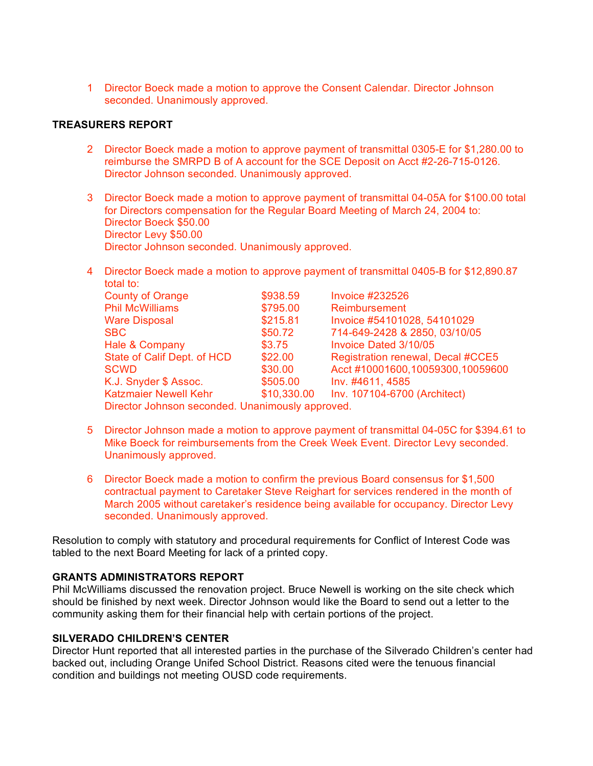1. Director Boeck made a motion to approve the Consent Calendar. Director Johnson seconded. Unanimously approved.

**TREASURERS REPORT**

2. Director Boeck made a motion to approve payment of transmittal 0305-E for $1,280.00 to reimburse the SMRPD B of A account for the SCE Deposit on Acct #2-26-715-0126. Director Johnson seconded. Unanimously approved.

3. Director Boeck made a motion to approve payment of transmittal 04-05A for $100.00 total for Directors compensation for the Regular Board Meeting of March 24, 2004 to:
   Director Boeck $50.00
   Director Levy $50.00
   Director Johnson seconded. Unanimously approved.

4. Director Boeck made a motion to approve payment of transmittal 0405-B for $12,890.87 total to:

| | | |
|---|---|---|
| County of Orange | $938.59 | Invoice #232526 |
| Phil McWilliams | $795.00 | Reimbursement |
| Ware Disposal | $215.81 | Invoice #54101028, 54101029 |
| SBC | $50.72 | 714-649-2428 & 2850, 03/10/05 |
| Hale & Company | $3.75 | Invoice Dated 3/10/05 |
| State of Calif Dept. of HCD | $22.00 | Registration renewal, Decal #CCE5 |
| SCWD | $30.00 | Acct #10001600,10059300,10059600 |
| K.J. Snyder $ Assoc. | $505.00 | Inv. #4611, 4585 |
| Katzmaier Newell Kehr | $10,330.00 | Inv. 107104-6700 (Architect) |

   Director Johnson seconded. Unanimously approved.

5. Director Johnson made a motion to approve payment of transmittal 04-05C for $394.61 to Mike Boeck for reimbursements from the Creek Week Event. Director Levy seconded. Unanimously approved.

6. Director Boeck made a motion to confirm the previous Board consensus for $1,500 contractual payment to Caretaker Steve Reighart for services rendered in the month of March 2005 without caretaker's residence being available for occupancy. Director Levy seconded. Unanimously approved.

Resolution to comply with statutory and procedural requirements for Conflict of Interest Code was tabled to the next Board Meeting for lack of a printed copy.

**GRANTS ADMINISTRATORS REPORT**

Phil McWilliams discussed the renovation project. Bruce Newell is working on the site check which should be finished by next week. Director Johnson would like the Board to send out a letter to the community asking them for their financial help with certain portions of the project.

**SILVERADO CHILDREN'S CENTER**

Director Hunt reported that all interested parties in the purchase of the Silverado Children's center had backed out, including Orange Unifed School District. Reasons cited were the tenuous financial condition and buildings not meeting OUSD code requirements.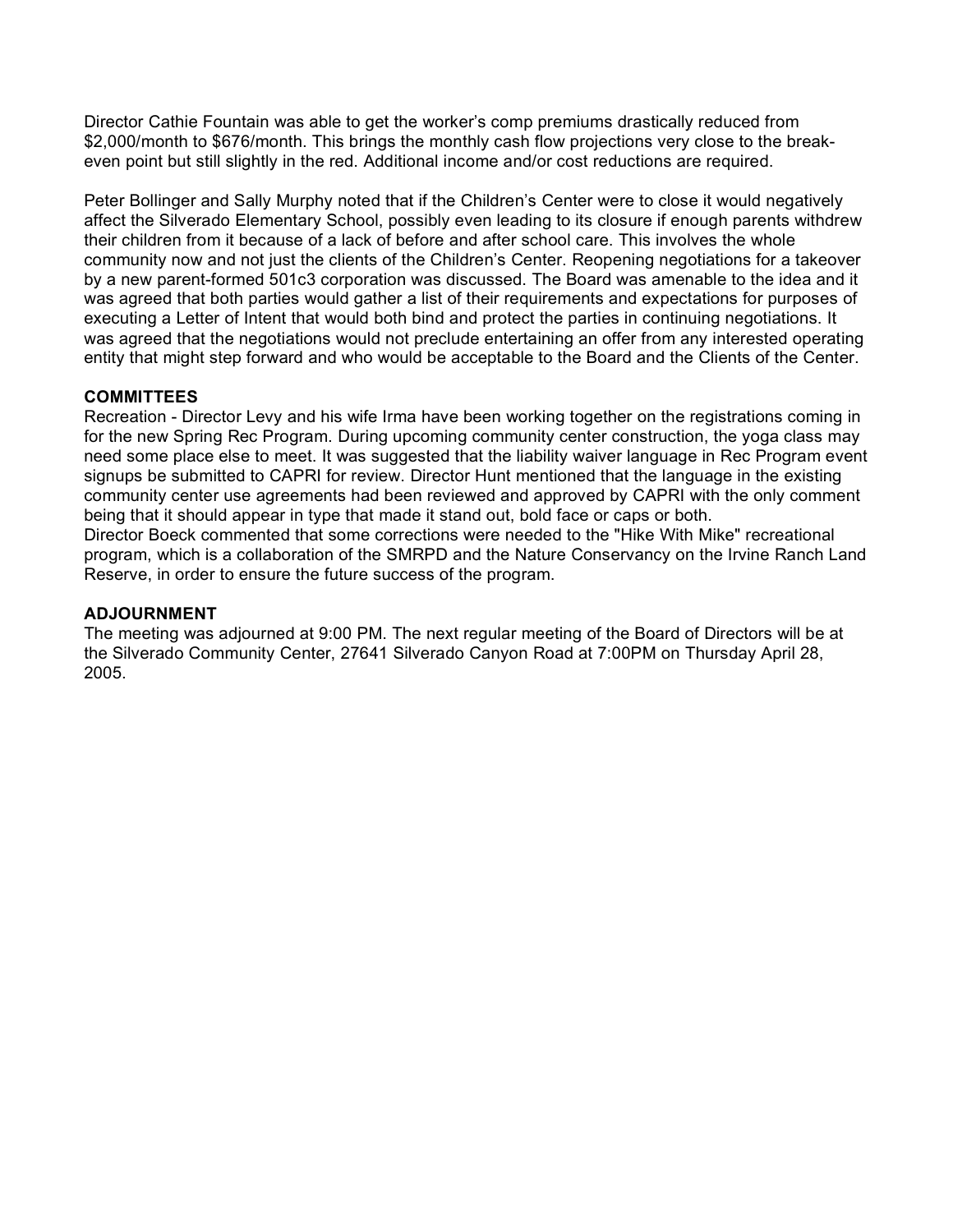Director Cathie Fountain was able to get the worker's comp premiums drastically reduced from $2,000/month to $676/month. This brings the monthly cash flow projections very close to the break-even point but still slightly in the red. Additional income and/or cost reductions are required.

Peter Bollinger and Sally Murphy noted that if the Children's Center were to close it would negatively affect the Silverado Elementary School, possibly even leading to its closure if enough parents withdrew their children from it because of a lack of before and after school care. This involves the whole community now and not just the clients of the Children's Center. Reopening negotiations for a takeover by a new parent-formed 501c3 corporation was discussed. The Board was amenable to the idea and it was agreed that both parties would gather a list of their requirements and expectations for purposes of executing a Letter of Intent that would both bind and protect the parties in continuing negotiations. It was agreed that the negotiations would not preclude entertaining an offer from any interested operating entity that might step forward and who would be acceptable to the Board and the Clients of the Center.

**COMMITTEES**

Recreation - Director Levy and his wife Irma have been working together on the registrations coming in for the new Spring Rec Program. During upcoming community center construction, the yoga class may need some place else to meet. It was suggested that the liability waiver language in Rec Program event signups be submitted to CAPRI for review. Director Hunt mentioned that the language in the existing community center use agreements had been reviewed and approved by CAPRI with the only comment being that it should appear in type that made it stand out, bold face or caps or both.

Director Boeck commented that some corrections were needed to the "Hike With Mike" recreational program, which is a collaboration of the SMRPD and the Nature Conservancy on the Irvine Ranch Land Reserve, in order to ensure the future success of the program.

**ADJOURNMENT**

The meeting was adjourned at 9:00 PM. The next regular meeting of the Board of Directors will be at the Silverado Community Center, 27641 Silverado Canyon Road at 7:00PM on Thursday April 28, 2005.